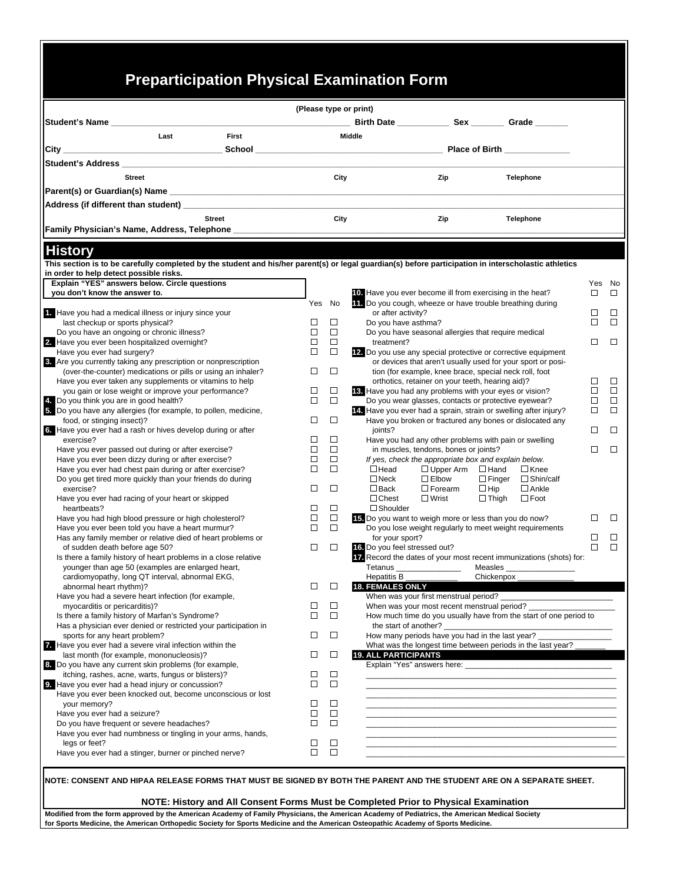# Preparticipation Physical Examination Form

(Please type or print)

**Student's Name** ______________________________ **Birth Date** ___________ **Sex** _______ **Grade** _______

Last | First | Middle

**City** ______________________ **School** ______________________ **Place of Birth** ______________

**Student's Address** ______________________________________________

Street | City | Zip | Telephone

**Parent(s) or Guardian(s) Name** ______________________________________________

**Address (if different than student)** ______________________________________________

Street | City | Zip | Telephone

**Family Physician's Name, Address, Telephone** ______________________________________________

## History

**This section is to be carefully completed by the student and his/her parent(s) or legal guardian(s) before participation in interscholastic athletics in order to help detect possible risks.**

**Explain "YES" answers below. Circle questions you don't know the answer to.**

| Question | Yes | No |
|---|---|---|
| **1.** Have you had a medical illness or injury since your last checkup or sports physical? | ☐ | ☐ |
| Do you have an ongoing or chronic illness? | ☐ | ☐ |
| **2.** Have you ever been hospitalized overnight? | ☐ | ☐ |
| Have you ever had surgery? | ☐ | ☐ |
| **3.** Are you currently taking any prescription or nonprescription (over-the-counter) medications or pills or using an inhaler? | ☐ | ☐ |
| Have you ever taken any supplements or vitamins to help you gain or lose weight or improve your performance? | ☐ | ☐ |
| **4.** Do you think you are in good health? | ☐ | ☐ |
| **5.** Do you have any allergies (for example, to pollen, medicine, food, or stinging insect)? | ☐ | ☐ |
| **6.** Have you ever had a rash or hives develop during or after exercise? | ☐ | ☐ |
| Have you ever passed out during or after exercise? | ☐ | ☐ |
| Have you ever been dizzy during or after exercise? | ☐ | ☐ |
| Have you ever had chest pain during or after exercise? | ☐ | ☐ |
| Do you get tired more quickly than your friends do during exercise? | ☐ | ☐ |
| Have you ever had racing of your heart or skipped heartbeats? | ☐ | ☐ |
| Have you had high blood pressure or high cholesterol? | ☐ | ☐ |
| Have you ever been told you have a heart murmur? | ☐ | ☐ |
| Has any family member or relative died of heart problems or of sudden death before age 50? | ☐ | ☐ |
| Is there a family history of heart problems in a close relative younger than age 50 (examples are enlarged heart, cardiomyopathy, long QT interval, abnormal EKG, abnormal heart rhythm)? | ☐ | ☐ |
| Have you had a severe heart infection (for example, myocarditis or pericarditis)? | ☐ | ☐ |
| Is there a family history of Marfan's Syndrome? | ☐ | ☐ |
| Has a physician ever denied or restricted your participation in sports for any heart problem? | ☐ | ☐ |
| **7.** Have you ever had a severe viral infection within the last month (for example, mononucleosis)? | ☐ | ☐ |
| **8.** Do you have any current skin problems (for example, itching, rashes, acne, warts, fungus or blisters)? | ☐ | ☐ |
| **9.** Have you ever had a head injury or concussion? | ☐ | ☐ |
| Have you ever been knocked out, become unconscious or lost your memory? | ☐ | ☐ |
| Have you ever had a seizure? | ☐ | ☐ |
| Do you have frequent or severe headaches? | ☐ | ☐ |
| Have you ever had numbness or tingling in your arms, hands, legs or feet? | ☐ | ☐ |
| Have you ever had a stinger, burner or pinched nerve? | ☐ | ☐ |
| **10.** Have you ever become ill from exercising in the heat? | ☐ | ☐ |
| **11.** Do you cough, wheeze or have trouble breathing during or after activity? | ☐ | ☐ |
| Do you have asthma? | ☐ | ☐ |
| Do you have seasonal allergies that require medical treatment? | ☐ | ☐ |
| **12.** Do you use any special protective or corrective equipment or devices that aren't usually used for your sport or position (for example, knee brace, special neck roll, foot orthotics, retainer on your teeth, hearing aid)? | ☐ | ☐ |
| **13.** Have you had any problems with your eyes or vision? | ☐ | ☐ |
| Do you wear glasses, contacts or protective eyewear? | ☐ | ☐ |
| **14.** Have you ever had a sprain, strain or swelling after injury? | ☐ | ☐ |
| Have you broken or fractured any bones or dislocated any joints? | ☐ | ☐ |
| Have you had any other problems with pain or swelling in muscles, tendons, bones or joints? | ☐ | ☐ |

*If yes, check the appropriate box and explain below.*

| | | | |
|---|---|---|---|
| ☐ Head | ☐ Upper Arm | ☐ Hand | ☐ Knee |
| ☐ Neck | ☐ Elbow | ☐ Finger | ☐ Shin/calf |
| ☐ Back | ☐ Forearm | ☐ Hip | ☐ Ankle |
| ☐ Chest | ☐ Wrist | ☐ Thigh | ☐ Foot |
| ☐ Shoulder | | | |

| Question | Yes | No |
|---|---|---|
| **15.** Do you want to weigh more or less than you do now? | ☐ | ☐ |
| Do you lose weight regularly to meet weight requirements for your sport? | ☐ | ☐ |
| **16.** Do you feel stressed out? | ☐ | ☐ |

**17.** Record the dates of your most recent immunizations (shots) for:

Tetanus ______________ Measles ________________

Hepatitis B ____________ Chickenpox _____________

**18. FEMALES ONLY**

When was your first menstrual period? ____________________

When was your most recent menstrual period? ____________________

How much time do you usually have from the start of one period to the start of another? ____________________

How many periods have you had in the last year? ____________________

What was the longest time between periods in the last year? _______

**19. ALL PARTICIPANTS**

Explain "Yes" answers here: ______________________________________________

______________________________________________

______________________________________________

______________________________________________

______________________________________________

______________________________________________

______________________________________________

______________________________________________

**NOTE: CONSENT AND HIPAA RELEASE FORMS THAT MUST BE SIGNED BY BOTH THE PARENT AND THE STUDENT ARE ON A SEPARATE SHEET.**

**NOTE: History and All Consent Forms Must be Completed Prior to Physical Examination**

**Modified from the form approved by the American Academy of Family Physicians, the American Academy of Pediatrics, the American Medical Society for Sports Medicine, the American Orthopedic Society for Sports Medicine and the American Osteopathic Academy of Sports Medicine.**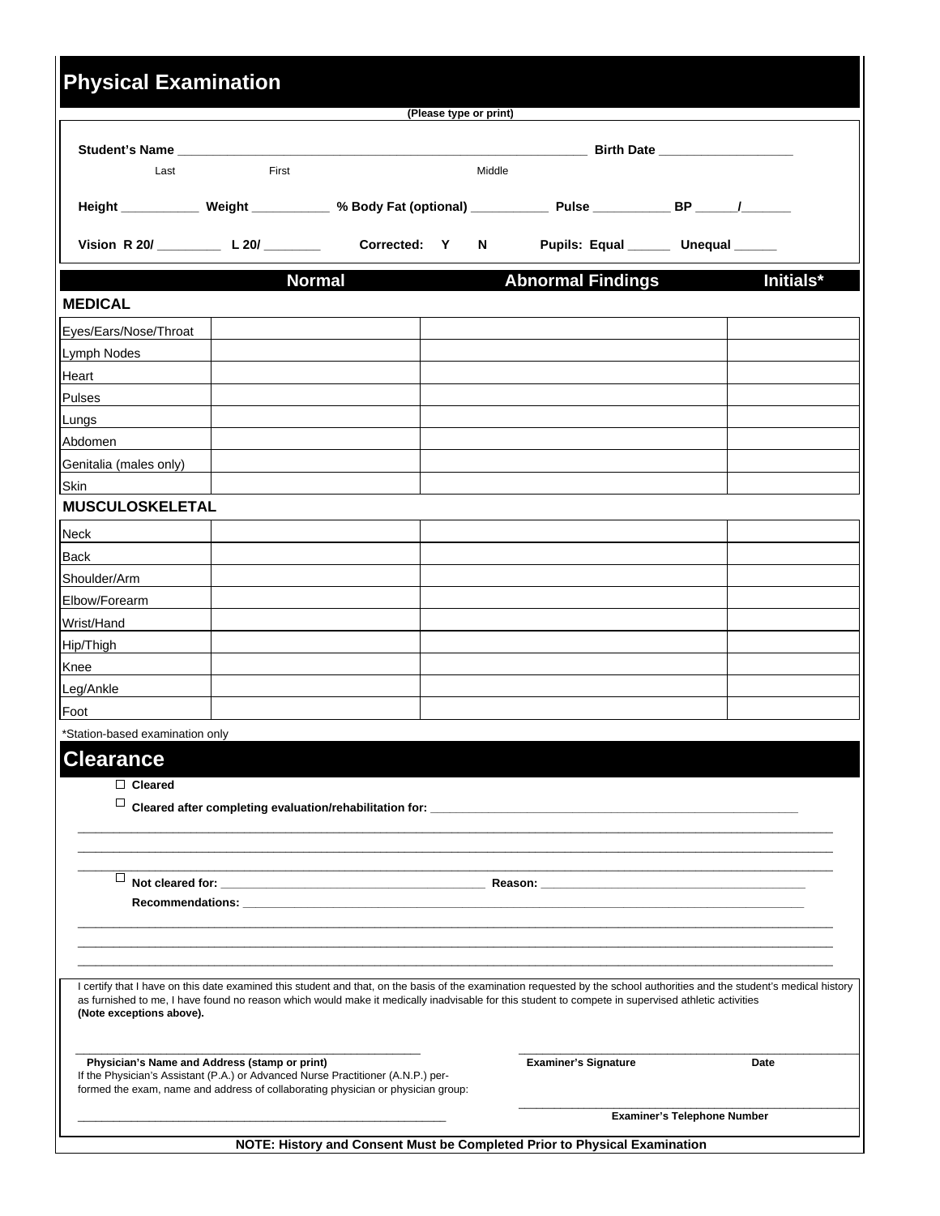# Physical Examination

(Please type or print)

**Student's Name** ____________________________________________ **Birth Date** __________________

Last First Middle

**Height** __________ **Weight** __________ **% Body Fat (optional)** __________ **Pulse** __________ **BP** _____/______

**Vision R 20/** ________ **L 20/** _______ **Corrected: Y N** **Pupils: Equal** ______ **Unequal** ______

| | Normal | Abnormal Findings | Initials* |
|---|---|---|---|
| **MEDICAL** | | | |
| Eyes/Ears/Nose/Throat | | | |
| Lymph Nodes | | | |
| Heart | | | |
| Pulses | | | |
| Lungs | | | |
| Abdomen | | | |
| Genitalia (males only) | | | |
| Skin | | | |
| **MUSCULOSKELETAL** | | | |
| Neck | | | |
| Back | | | |
| Shoulder/Arm | | | |
| Elbow/Forearm | | | |
| Wrist/Hand | | | |
| Hip/Thigh | | | |
| Knee | | | |
| Leg/Ankle | | | |
| Foot | | | |

*Station-based examination only

# Clearance

☐ **Cleared**

☐ **Cleared after completing evaluation/rehabilitation for:** ________________________________________________

______________________________________________________________________________________________

______________________________________________________________________________________________

______________________________________________________________________________________________

☐ **Not cleared for:** ________________________________ **Reason:** ________________________________

**Recommendations:** ________________________________________________________________________

______________________________________________________________________________________________

______________________________________________________________________________________________

______________________________________________________________________________________________

I certify that I have on this date examined this student and that, on the basis of the examination requested by the school authorities and the student's medical history as furnished to me, I have found no reason which would make it medically inadvisable for this student to compete in supervised athletic activities **(Note exceptions above).**

______________________________________________ ______________________________________________

**Physician's Name and Address (stamp or print)** **Examiner's Signature** **Date**

If the Physician's Assistant (P.A.) or Advanced Nurse Practitioner (A.N.P.) performed the exam, name and address of collaborating physician or physician group:

______________________________________________ ______________________________________________

**Examiner's Telephone Number**

**NOTE: History and Consent Must be Completed Prior to Physical Examination**